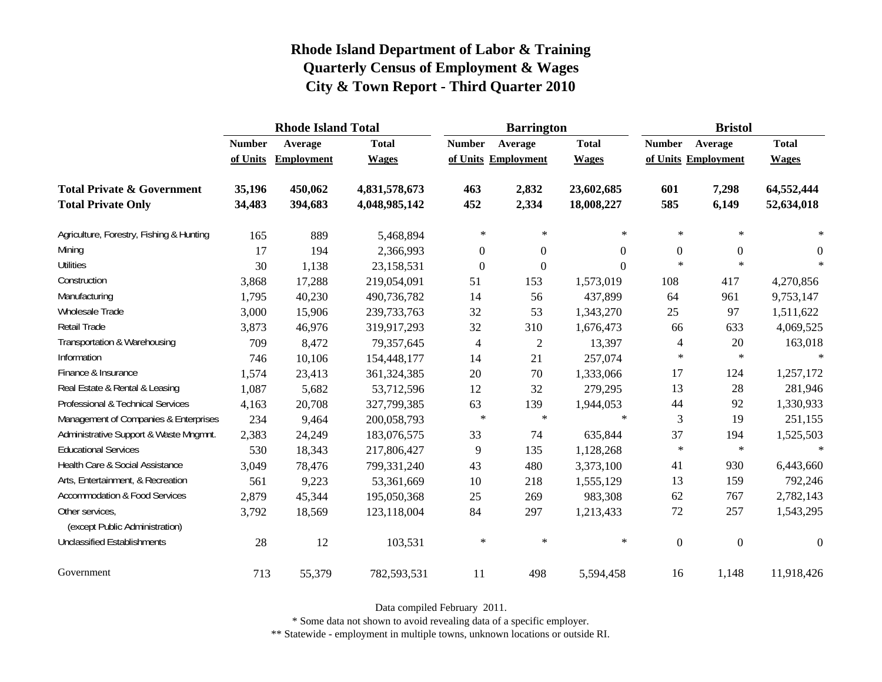# Rhode Island Department of Labor & Training
## Quarterly Census of Employment & Wages
## City & Town Report - Third Quarter 2010

| | Rhode Island Total | | | Barrington | | | Bristol | | |
|---|---|---|---|---|---|---|---|---|---|
| | Number of Units | Average Employment | Total Wages | Number of Units | Average Employment | Total Wages | Number of Units | Average Employment | Total Wages |
| **Total Private & Government** | **35,196** | **450,062** | **4,831,578,673** | **463** | **2,832** | **23,602,685** | **601** | **7,298** | **64,552,444** |
| **Total Private Only** | **34,483** | **394,683** | **4,048,985,142** | **452** | **2,334** | **18,008,227** | **585** | **6,149** | **52,634,018** |
| Agriculture, Forestry, Fishing & Hunting | 165 | 889 | 5,468,894 | * | * | * | * | * | * |
| Mining | 17 | 194 | 2,366,993 | 0 | 0 | 0 | 0 | 0 | 0 |
| Utilities | 30 | 1,138 | 23,158,531 | 0 | 0 | 0 | * | * | * |
| Construction | 3,868 | 17,288 | 219,054,091 | 51 | 153 | 1,573,019 | 108 | 417 | 4,270,856 |
| Manufacturing | 1,795 | 40,230 | 490,736,782 | 14 | 56 | 437,899 | 64 | 961 | 9,753,147 |
| Wholesale Trade | 3,000 | 15,906 | 239,733,763 | 32 | 53 | 1,343,270 | 25 | 97 | 1,511,622 |
| Retail Trade | 3,873 | 46,976 | 319,917,293 | 32 | 310 | 1,676,473 | 66 | 633 | 4,069,525 |
| Transportation & Warehousing | 709 | 8,472 | 79,357,645 | 4 | 2 | 13,397 | 4 | 20 | 163,018 |
| Information | 746 | 10,106 | 154,448,177 | 14 | 21 | 257,074 | * | * | * |
| Finance & Insurance | 1,574 | 23,413 | 361,324,385 | 20 | 70 | 1,333,066 | 17 | 124 | 1,257,172 |
| Real Estate & Rental & Leasing | 1,087 | 5,682 | 53,712,596 | 12 | 32 | 279,295 | 13 | 28 | 281,946 |
| Professional & Technical Services | 4,163 | 20,708 | 327,799,385 | 63 | 139 | 1,944,053 | 44 | 92 | 1,330,933 |
| Management of Companies & Enterprises | 234 | 9,464 | 200,058,793 | * | * | * | 3 | 19 | 251,155 |
| Administrative Support & Waste Mngmnt. | 2,383 | 24,249 | 183,076,575 | 33 | 74 | 635,844 | 37 | 194 | 1,525,503 |
| Educational Services | 530 | 18,343 | 217,806,427 | 9 | 135 | 1,128,268 | * | * | * |
| Health Care & Social Assistance | 3,049 | 78,476 | 799,331,240 | 43 | 480 | 3,373,100 | 41 | 930 | 6,443,660 |
| Arts, Entertainment, & Recreation | 561 | 9,223 | 53,361,669 | 10 | 218 | 1,555,129 | 13 | 159 | 792,246 |
| Accommodation & Food Services | 2,879 | 45,344 | 195,050,368 | 25 | 269 | 983,308 | 62 | 767 | 2,782,143 |
| Other services, (except Public Administration) | 3,792 | 18,569 | 123,118,004 | 84 | 297 | 1,213,433 | 72 | 257 | 1,543,295 |
| Unclassified Establishments | 28 | 12 | 103,531 | * | * | * | 0 | 0 | 0 |
| Government | 713 | 55,379 | 782,593,531 | 11 | 498 | 5,594,458 | 16 | 1,148 | 11,918,426 |

Data compiled February 2011.

* Some data not shown to avoid revealing data of a specific employer.

** Statewide - employment in multiple towns, unknown locations or outside RI.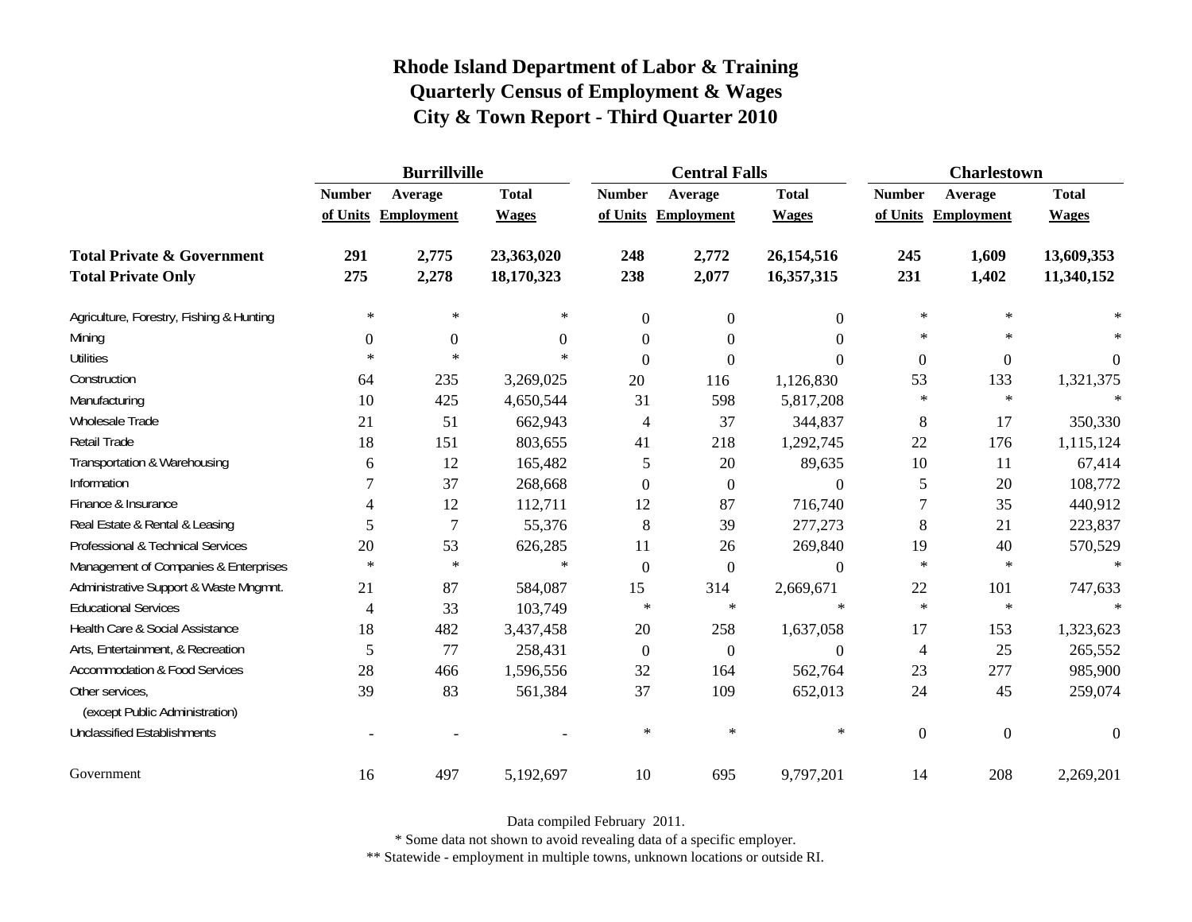# Rhode Island Department of Labor & Training
## Quarterly Census of Employment & Wages
## City & Town Report - Third Quarter 2010

| | Burrillville | | | Central Falls | | | Charlestown | | |
|---|---|---|---|---|---|---|---|---|---|
| | Number of Units | Average Employment | Total Wages | Number of Units | Average Employment | Total Wages | Number of Units | Average Employment | Total Wages |
| **Total Private & Government** | **291** | **2,775** | **23,363,020** | **248** | **2,772** | **26,154,516** | **245** | **1,609** | **13,609,353** |
| **Total Private Only** | **275** | **2,278** | **18,170,323** | **238** | **2,077** | **16,357,315** | **231** | **1,402** | **11,340,152** |
| Agriculture, Forestry, Fishing & Hunting | * | * | * | 0 | 0 | 0 | * | * | * |
| Mining | 0 | 0 | 0 | 0 | 0 | 0 | * | * | * |
| Utilities | * | * | * | 0 | 0 | 0 | 0 | 0 | 0 |
| Construction | 64 | 235 | 3,269,025 | 20 | 116 | 1,126,830 | 53 | 133 | 1,321,375 |
| Manufacturing | 10 | 425 | 4,650,544 | 31 | 598 | 5,817,208 | * | * | * |
| Wholesale Trade | 21 | 51 | 662,943 | 4 | 37 | 344,837 | 8 | 17 | 350,330 |
| Retail Trade | 18 | 151 | 803,655 | 41 | 218 | 1,292,745 | 22 | 176 | 1,115,124 |
| Transportation & Warehousing | 6 | 12 | 165,482 | 5 | 20 | 89,635 | 10 | 11 | 67,414 |
| Information | 7 | 37 | 268,668 | 0 | 0 | 0 | 5 | 20 | 108,772 |
| Finance & Insurance | 4 | 12 | 112,711 | 12 | 87 | 716,740 | 7 | 35 | 440,912 |
| Real Estate & Rental & Leasing | 5 | 7 | 55,376 | 8 | 39 | 277,273 | 8 | 21 | 223,837 |
| Professional & Technical Services | 20 | 53 | 626,285 | 11 | 26 | 269,840 | 19 | 40 | 570,529 |
| Management of Companies & Enterprises | * | * | * | 0 | 0 | 0 | * | * | * |
| Administrative Support & Waste Mngmnt. | 21 | 87 | 584,087 | 15 | 314 | 2,669,671 | 22 | 101 | 747,633 |
| Educational Services | 4 | 33 | 103,749 | * | * | * | * | * | * |
| Health Care & Social Assistance | 18 | 482 | 3,437,458 | 20 | 258 | 1,637,058 | 17 | 153 | 1,323,623 |
| Arts, Entertainment, & Recreation | 5 | 77 | 258,431 | 0 | 0 | 0 | 4 | 25 | 265,552 |
| Accommodation & Food Services | 28 | 466 | 1,596,556 | 32 | 164 | 562,764 | 23 | 277 | 985,900 |
| Other services, (except Public Administration) | 39 | 83 | 561,384 | 37 | 109 | 652,013 | 24 | 45 | 259,074 |
| Unclassified Establishments | - | - | - | * | * | * | 0 | 0 | 0 |
| Government | 16 | 497 | 5,192,697 | 10 | 695 | 9,797,201 | 14 | 208 | 2,269,201 |

Data compiled February 2011.

* Some data not shown to avoid revealing data of a specific employer.

** Statewide - employment in multiple towns, unknown locations or outside RI.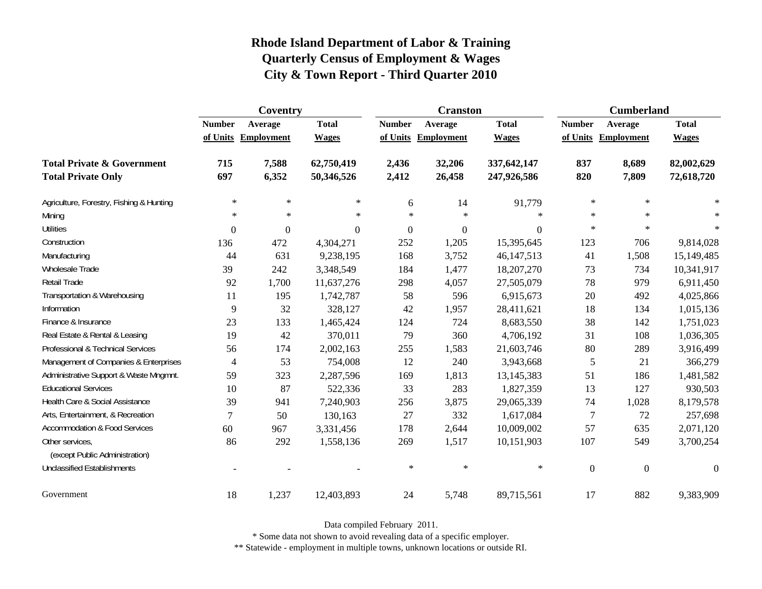# Rhode Island Department of Labor & Training
## Quarterly Census of Employment & Wages
## City & Town Report - Third Quarter 2010

| | Coventry | | | Cranston | | | Cumberland | | |
|---|---|---|---|---|---|---|---|---|---|
| | Number of Units | Average Employment | Total Wages | Number of Units | Average Employment | Total Wages | Number of Units | Average Employment | Total Wages |
| **Total Private & Government** | **715** | **7,588** | **62,750,419** | **2,436** | **32,206** | **337,642,147** | **837** | **8,689** | **82,002,629** |
| **Total Private Only** | **697** | **6,352** | **50,346,526** | **2,412** | **26,458** | **247,926,586** | **820** | **7,809** | **72,618,720** |
| Agriculture, Forestry, Fishing & Hunting | * | * | * | 6 | 14 | 91,779 | * | * | * |
| Mining | * | * | * | * | * | * | * | * | * |
| Utilities | 0 | 0 | 0 | 0 | 0 | 0 | * | * | * |
| Construction | 136 | 472 | 4,304,271 | 252 | 1,205 | 15,395,645 | 123 | 706 | 9,814,028 |
| Manufacturing | 44 | 631 | 9,238,195 | 168 | 3,752 | 46,147,513 | 41 | 1,508 | 15,149,485 |
| Wholesale Trade | 39 | 242 | 3,348,549 | 184 | 1,477 | 18,207,270 | 73 | 734 | 10,341,917 |
| Retail Trade | 92 | 1,700 | 11,637,276 | 298 | 4,057 | 27,505,079 | 78 | 979 | 6,911,450 |
| Transportation & Warehousing | 11 | 195 | 1,742,787 | 58 | 596 | 6,915,673 | 20 | 492 | 4,025,866 |
| Information | 9 | 32 | 328,127 | 42 | 1,957 | 28,411,621 | 18 | 134 | 1,015,136 |
| Finance & Insurance | 23 | 133 | 1,465,424 | 124 | 724 | 8,683,550 | 38 | 142 | 1,751,023 |
| Real Estate & Rental & Leasing | 19 | 42 | 370,011 | 79 | 360 | 4,706,192 | 31 | 108 | 1,036,305 |
| Professional & Technical Services | 56 | 174 | 2,002,163 | 255 | 1,583 | 21,603,746 | 80 | 289 | 3,916,499 |
| Management of Companies & Enterprises | 4 | 53 | 754,008 | 12 | 240 | 3,943,668 | 5 | 21 | 366,279 |
| Administrative Support & Waste Mngmnt. | 59 | 323 | 2,287,596 | 169 | 1,813 | 13,145,383 | 51 | 186 | 1,481,582 |
| Educational Services | 10 | 87 | 522,336 | 33 | 283 | 1,827,359 | 13 | 127 | 930,503 |
| Health Care & Social Assistance | 39 | 941 | 7,240,903 | 256 | 3,875 | 29,065,339 | 74 | 1,028 | 8,179,578 |
| Arts, Entertainment, & Recreation | 7 | 50 | 130,163 | 27 | 332 | 1,617,084 | 7 | 72 | 257,698 |
| Accommodation & Food Services | 60 | 967 | 3,331,456 | 178 | 2,644 | 10,009,002 | 57 | 635 | 2,071,120 |
| Other services, (except Public Administration) | 86 | 292 | 1,558,136 | 269 | 1,517 | 10,151,903 | 107 | 549 | 3,700,254 |
| Unclassified Establishments | - | - | - | * | * | * | 0 | 0 | 0 |
| Government | 18 | 1,237 | 12,403,893 | 24 | 5,748 | 89,715,561 | 17 | 882 | 9,383,909 |

Data compiled February 2011.

* Some data not shown to avoid revealing data of a specific employer.

** Statewide - employment in multiple towns, unknown locations or outside RI.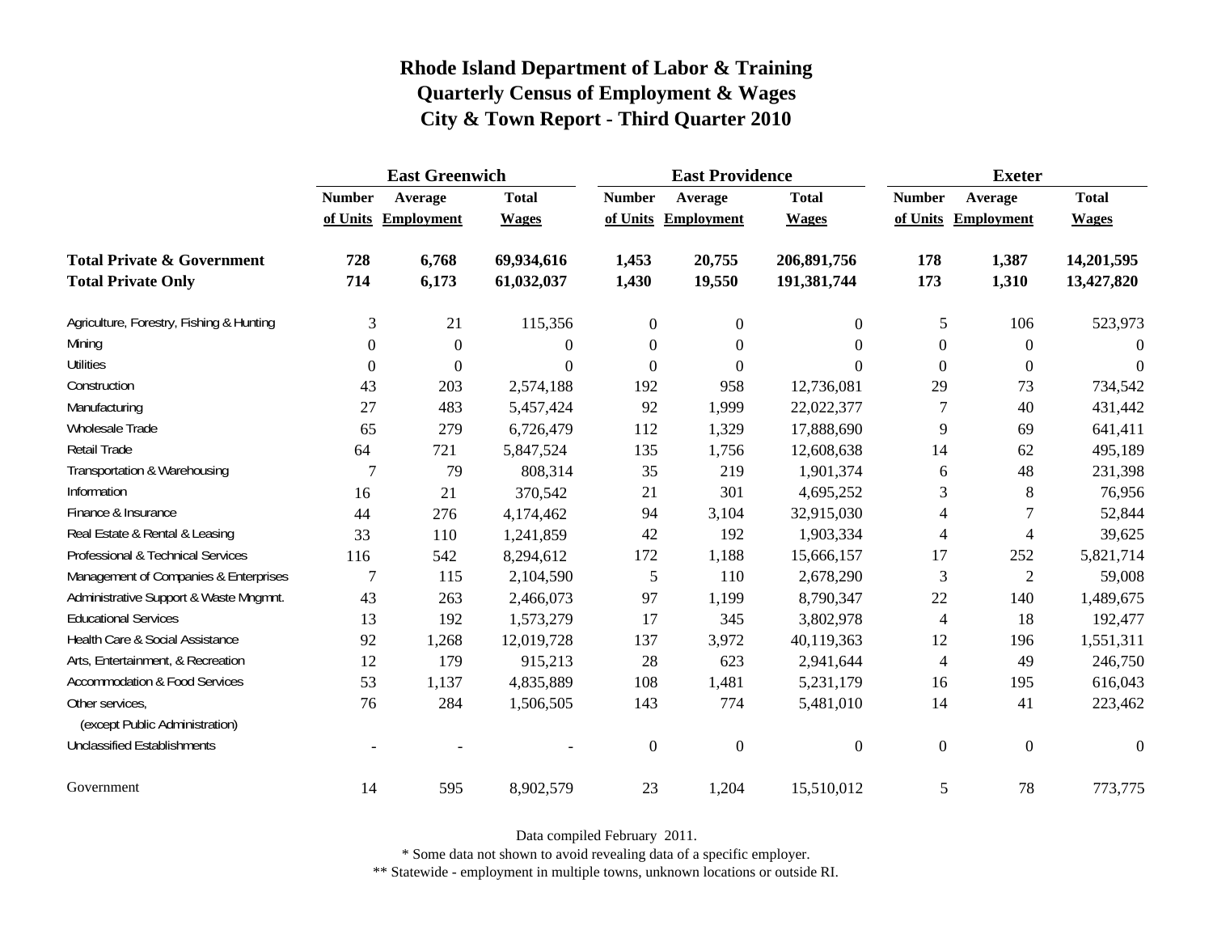# Rhode Island Department of Labor & Training
# Quarterly Census of Employment & Wages
# City & Town Report - Third Quarter 2010

| | East Greenwich | | | East Providence | | | Exeter | | |
|---|---|---|---|---|---|---|---|---|---|
| | Number of Units | Average Employment | Total Wages | Number of Units | Average Employment | Total Wages | Number of Units | Average Employment | Total Wages |
| **Total Private & Government** | **728** | **6,768** | **69,934,616** | **1,453** | **20,755** | **206,891,756** | **178** | **1,387** | **14,201,595** |
| **Total Private Only** | **714** | **6,173** | **61,032,037** | **1,430** | **19,550** | **191,381,744** | **173** | **1,310** | **13,427,820** |
| Agriculture, Forestry, Fishing & Hunting | 3 | 21 | 115,356 | 0 | 0 | 0 | 5 | 106 | 523,973 |
| Mining | 0 | 0 | 0 | 0 | 0 | 0 | 0 | 0 | 0 |
| Utilities | 0 | 0 | 0 | 0 | 0 | 0 | 0 | 0 | 0 |
| Construction | 43 | 203 | 2,574,188 | 192 | 958 | 12,736,081 | 29 | 73 | 734,542 |
| Manufacturing | 27 | 483 | 5,457,424 | 92 | 1,999 | 22,022,377 | 7 | 40 | 431,442 |
| Wholesale Trade | 65 | 279 | 6,726,479 | 112 | 1,329 | 17,888,690 | 9 | 69 | 641,411 |
| Retail Trade | 64 | 721 | 5,847,524 | 135 | 1,756 | 12,608,638 | 14 | 62 | 495,189 |
| Transportation & Warehousing | 7 | 79 | 808,314 | 35 | 219 | 1,901,374 | 6 | 48 | 231,398 |
| Information | 16 | 21 | 370,542 | 21 | 301 | 4,695,252 | 3 | 8 | 76,956 |
| Finance & Insurance | 44 | 276 | 4,174,462 | 94 | 3,104 | 32,915,030 | 4 | 7 | 52,844 |
| Real Estate & Rental & Leasing | 33 | 110 | 1,241,859 | 42 | 192 | 1,903,334 | 4 | 4 | 39,625 |
| Professional & Technical Services | 116 | 542 | 8,294,612 | 172 | 1,188 | 15,666,157 | 17 | 252 | 5,821,714 |
| Management of Companies & Enterprises | 7 | 115 | 2,104,590 | 5 | 110 | 2,678,290 | 3 | 2 | 59,008 |
| Administrative Support & Waste Mngmnt. | 43 | 263 | 2,466,073 | 97 | 1,199 | 8,790,347 | 22 | 140 | 1,489,675 |
| Educational Services | 13 | 192 | 1,573,279 | 17 | 345 | 3,802,978 | 4 | 18 | 192,477 |
| Health Care & Social Assistance | 92 | 1,268 | 12,019,728 | 137 | 3,972 | 40,119,363 | 12 | 196 | 1,551,311 |
| Arts, Entertainment, & Recreation | 12 | 179 | 915,213 | 28 | 623 | 2,941,644 | 4 | 49 | 246,750 |
| Accommodation & Food Services | 53 | 1,137 | 4,835,889 | 108 | 1,481 | 5,231,179 | 16 | 195 | 616,043 |
| Other services, (except Public Administration) | 76 | 284 | 1,506,505 | 143 | 774 | 5,481,010 | 14 | 41 | 223,462 |
| Unclassified Establishments | - | - | - | 0 | 0 | 0 | 0 | 0 | 0 |
| Government | 14 | 595 | 8,902,579 | 23 | 1,204 | 15,510,012 | 5 | 78 | 773,775 |

Data compiled February 2011.

* Some data not shown to avoid revealing data of a specific employer.

** Statewide - employment in multiple towns, unknown locations or outside RI.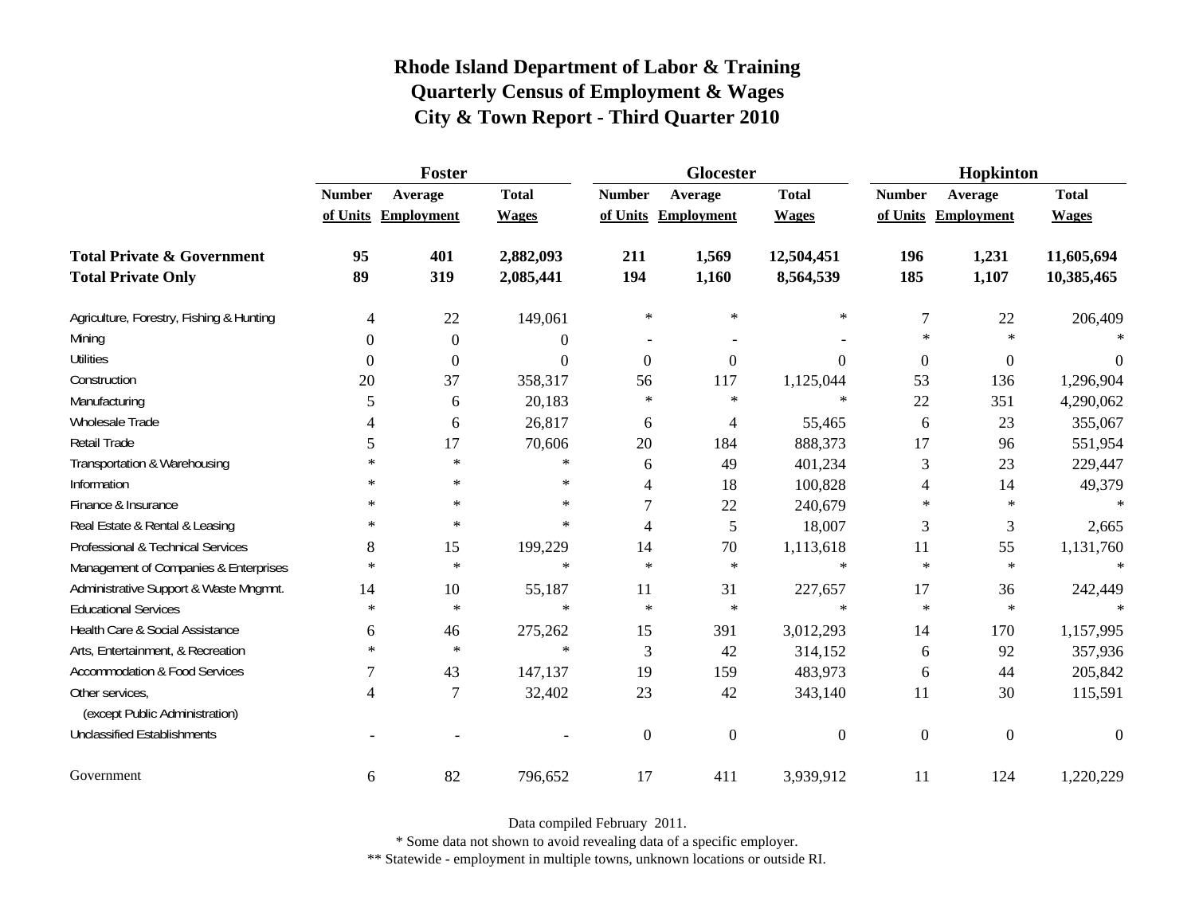# Rhode Island Department of Labor & Training
## Quarterly Census of Employment & Wages
## City & Town Report - Third Quarter 2010

| | Foster | | | Glocester | | | Hopkinton | | |
|---|---|---|---|---|---|---|---|---|---|
| | Number of Units | Average Employment | Total Wages | Number of Units | Average Employment | Total Wages | Number of Units | Average Employment | Total Wages |
| **Total Private & Government** | **95** | **401** | **2,882,093** | **211** | **1,569** | **12,504,451** | **196** | **1,231** | **11,605,694** |
| **Total Private Only** | **89** | **319** | **2,085,441** | **194** | **1,160** | **8,564,539** | **185** | **1,107** | **10,385,465** |
| Agriculture, Forestry, Fishing & Hunting | 4 | 22 | 149,061 | * | * | * | 7 | 22 | 206,409 |
| Mining | 0 | 0 | 0 | - | - | - | * | * | * |
| Utilities | 0 | 0 | 0 | 0 | 0 | 0 | 0 | 0 | 0 |
| Construction | 20 | 37 | 358,317 | 56 | 117 | 1,125,044 | 53 | 136 | 1,296,904 |
| Manufacturing | 5 | 6 | 20,183 | * | * | * | 22 | 351 | 4,290,062 |
| Wholesale Trade | 4 | 6 | 26,817 | 6 | 4 | 55,465 | 6 | 23 | 355,067 |
| Retail Trade | 5 | 17 | 70,606 | 20 | 184 | 888,373 | 17 | 96 | 551,954 |
| Transportation & Warehousing | * | * | * | 6 | 49 | 401,234 | 3 | 23 | 229,447 |
| Information | * | * | * | 4 | 18 | 100,828 | 4 | 14 | 49,379 |
| Finance & Insurance | * | * | * | 7 | 22 | 240,679 | * | * | * |
| Real Estate & Rental & Leasing | * | * | * | 4 | 5 | 18,007 | 3 | 3 | 2,665 |
| Professional & Technical Services | 8 | 15 | 199,229 | 14 | 70 | 1,113,618 | 11 | 55 | 1,131,760 |
| Management of Companies & Enterprises | * | * | * | * | * | * | * | * | * |
| Administrative Support & Waste Mngmnt. | 14 | 10 | 55,187 | 11 | 31 | 227,657 | 17 | 36 | 242,449 |
| Educational Services | * | * | * | * | * | * | * | * | * |
| Health Care & Social Assistance | 6 | 46 | 275,262 | 15 | 391 | 3,012,293 | 14 | 170 | 1,157,995 |
| Arts, Entertainment, & Recreation | * | * | * | 3 | 42 | 314,152 | 6 | 92 | 357,936 |
| Accommodation & Food Services | 7 | 43 | 147,137 | 19 | 159 | 483,973 | 6 | 44 | 205,842 |
| Other services, (except Public Administration) | 4 | 7 | 32,402 | 23 | 42 | 343,140 | 11 | 30 | 115,591 |
| Unclassified Establishments | - | - | - | 0 | 0 | 0 | 0 | 0 | 0 |
| Government | 6 | 82 | 796,652 | 17 | 411 | 3,939,912 | 11 | 124 | 1,220,229 |

Data compiled February 2011.

* Some data not shown to avoid revealing data of a specific employer.

** Statewide - employment in multiple towns, unknown locations or outside RI.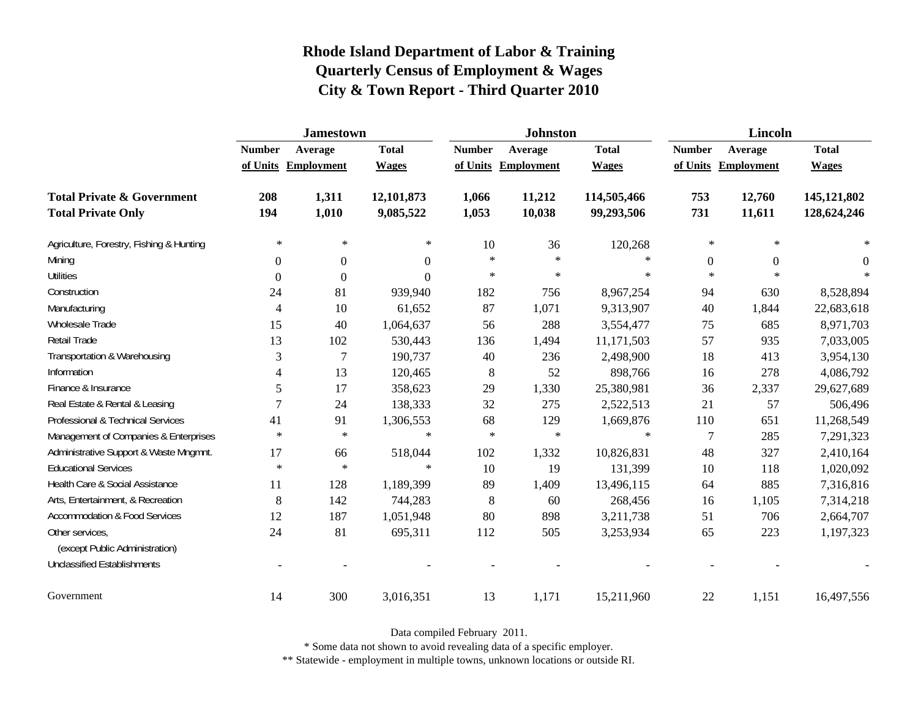# Rhode Island Department of Labor & Training
## Quarterly Census of Employment & Wages
### City & Town Report - Third Quarter 2010

| | Jamestown | | | Johnston | | | Lincoln | | |
|---|---|---|---|---|---|---|---|---|---|
| | Number of Units | Average Employment | Total Wages | Number of Units | Average Employment | Total Wages | Number of Units | Average Employment | Total Wages |
| **Total Private & Government** | **208** | **1,311** | **12,101,873** | **1,066** | **11,212** | **114,505,466** | **753** | **12,760** | **145,121,802** |
| **Total Private Only** | **194** | **1,010** | **9,085,522** | **1,053** | **10,038** | **99,293,506** | **731** | **11,611** | **128,624,246** |
| Agriculture, Forestry, Fishing & Hunting | * | * | * | 10 | 36 | 120,268 | * | * | * |
| Mining | 0 | 0 | 0 | * | * | * | 0 | 0 | 0 |
| Utilities | 0 | 0 | 0 | * | * | * | * | * | * |
| Construction | 24 | 81 | 939,940 | 182 | 756 | 8,967,254 | 94 | 630 | 8,528,894 |
| Manufacturing | 4 | 10 | 61,652 | 87 | 1,071 | 9,313,907 | 40 | 1,844 | 22,683,618 |
| Wholesale Trade | 15 | 40 | 1,064,637 | 56 | 288 | 3,554,477 | 75 | 685 | 8,971,703 |
| Retail Trade | 13 | 102 | 530,443 | 136 | 1,494 | 11,171,503 | 57 | 935 | 7,033,005 |
| Transportation & Warehousing | 3 | 7 | 190,737 | 40 | 236 | 2,498,900 | 18 | 413 | 3,954,130 |
| Information | 4 | 13 | 120,465 | 8 | 52 | 898,766 | 16 | 278 | 4,086,792 |
| Finance & Insurance | 5 | 17 | 358,623 | 29 | 1,330 | 25,380,981 | 36 | 2,337 | 29,627,689 |
| Real Estate & Rental & Leasing | 7 | 24 | 138,333 | 32 | 275 | 2,522,513 | 21 | 57 | 506,496 |
| Professional & Technical Services | 41 | 91 | 1,306,553 | 68 | 129 | 1,669,876 | 110 | 651 | 11,268,549 |
| Management of Companies & Enterprises | * | * | * | * | * | * | 7 | 285 | 7,291,323 |
| Administrative Support & Waste Mngmnt. | 17 | 66 | 518,044 | 102 | 1,332 | 10,826,831 | 48 | 327 | 2,410,164 |
| Educational Services | * | * | * | 10 | 19 | 131,399 | 10 | 118 | 1,020,092 |
| Health Care & Social Assistance | 11 | 128 | 1,189,399 | 89 | 1,409 | 13,496,115 | 64 | 885 | 7,316,816 |
| Arts, Entertainment, & Recreation | 8 | 142 | 744,283 | 8 | 60 | 268,456 | 16 | 1,105 | 7,314,218 |
| Accommodation & Food Services | 12 | 187 | 1,051,948 | 80 | 898 | 3,211,738 | 51 | 706 | 2,664,707 |
| Other services, (except Public Administration) | 24 | 81 | 695,311 | 112 | 505 | 3,253,934 | 65 | 223 | 1,197,323 |
| Unclassified Establishments | - | - | - | - | - | - | - | - | - |
| Government | 14 | 300 | 3,016,351 | 13 | 1,171 | 15,211,960 | 22 | 1,151 | 16,497,556 |

Data compiled February 2011.

* Some data not shown to avoid revealing data of a specific employer.

** Statewide - employment in multiple towns, unknown locations or outside RI.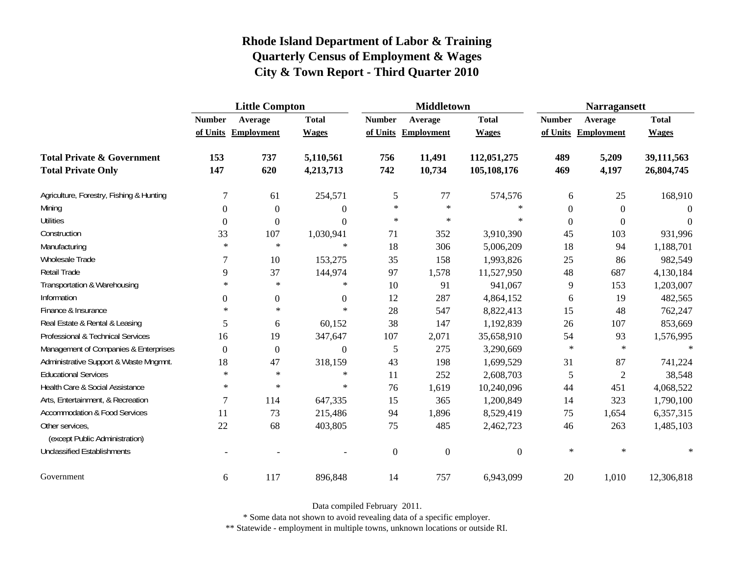# Rhode Island Department of Labor & Training
## Quarterly Census of Employment & Wages
## City & Town Report - Third Quarter 2010

| | Little Compton | | | Middletown | | | Narragansett | | |
|---|---|---|---|---|---|---|---|---|---|
| | Number of Units | Average Employment | Total Wages | Number of Units | Average Employment | Total Wages | Number of Units | Average Employment | Total Wages |
| **Total Private & Government** | **153** | **737** | **5,110,561** | **756** | **11,491** | **112,051,275** | **489** | **5,209** | **39,111,563** |
| **Total Private Only** | **147** | **620** | **4,213,713** | **742** | **10,734** | **105,108,176** | **469** | **4,197** | **26,804,745** |
| Agriculture, Forestry, Fishing & Hunting | 7 | 61 | 254,571 | 5 | 77 | 574,576 | 6 | 25 | 168,910 |
| Mining | 0 | 0 | 0 | * | * | * | 0 | 0 | 0 |
| Utilities | 0 | 0 | 0 | * | * | * | 0 | 0 | 0 |
| Construction | 33 | 107 | 1,030,941 | 71 | 352 | 3,910,390 | 45 | 103 | 931,996 |
| Manufacturing | * | * | * | 18 | 306 | 5,006,209 | 18 | 94 | 1,188,701 |
| Wholesale Trade | 7 | 10 | 153,275 | 35 | 158 | 1,993,826 | 25 | 86 | 982,549 |
| Retail Trade | 9 | 37 | 144,974 | 97 | 1,578 | 11,527,950 | 48 | 687 | 4,130,184 |
| Transportation & Warehousing | * | * | * | 10 | 91 | 941,067 | 9 | 153 | 1,203,007 |
| Information | 0 | 0 | 0 | 12 | 287 | 4,864,152 | 6 | 19 | 482,565 |
| Finance & Insurance | * | * | * | 28 | 547 | 8,822,413 | 15 | 48 | 762,247 |
| Real Estate & Rental & Leasing | 5 | 6 | 60,152 | 38 | 147 | 1,192,839 | 26 | 107 | 853,669 |
| Professional & Technical Services | 16 | 19 | 347,647 | 107 | 2,071 | 35,658,910 | 54 | 93 | 1,576,995 |
| Management of Companies & Enterprises | 0 | 0 | 0 | 5 | 275 | 3,290,669 | * | * | * |
| Administrative Support & Waste Mngmnt. | 18 | 47 | 318,159 | 43 | 198 | 1,699,529 | 31 | 87 | 741,224 |
| Educational Services | * | * | * | 11 | 252 | 2,608,703 | 5 | 2 | 38,548 |
| Health Care & Social Assistance | * | * | * | 76 | 1,619 | 10,240,096 | 44 | 451 | 4,068,522 |
| Arts, Entertainment, & Recreation | 7 | 114 | 647,335 | 15 | 365 | 1,200,849 | 14 | 323 | 1,790,100 |
| Accommodation & Food Services | 11 | 73 | 215,486 | 94 | 1,896 | 8,529,419 | 75 | 1,654 | 6,357,315 |
| Other services, (except Public Administration) | 22 | 68 | 403,805 | 75 | 485 | 2,462,723 | 46 | 263 | 1,485,103 |
| Unclassified Establishments | - | - | - | 0 | 0 | 0 | * | * | * |
| Government | 6 | 117 | 896,848 | 14 | 757 | 6,943,099 | 20 | 1,010 | 12,306,818 |

Data compiled February 2011.

* Some data not shown to avoid revealing data of a specific employer.

** Statewide - employment in multiple towns, unknown locations or outside RI.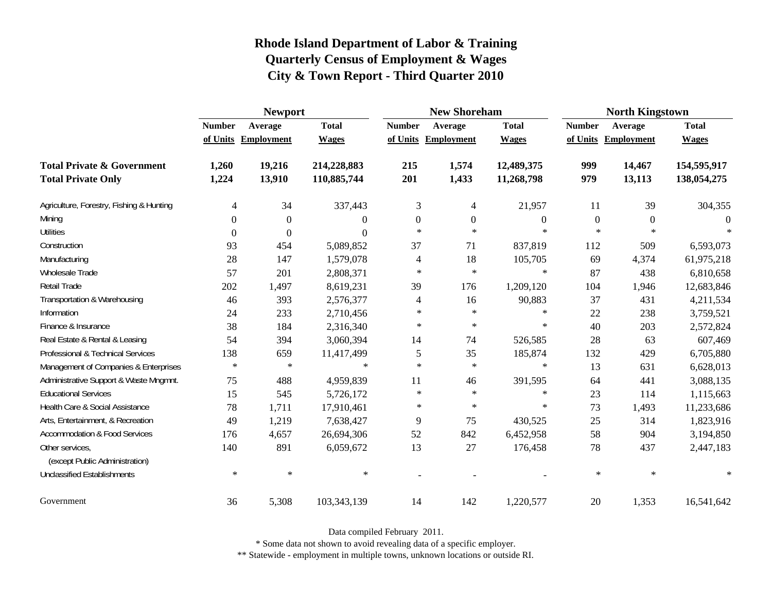# Rhode Island Department of Labor & Training
## Quarterly Census of Employment & Wages
## City & Town Report - Third Quarter 2010

| | Newport | | | New Shoreham | | | North Kingstown | | |
|---|---|---|---|---|---|---|---|---|---|
| | Number of Units | Average Employment | Total Wages | Number of Units | Average Employment | Total Wages | Number of Units | Average Employment | Total Wages |
| **Total Private & Government** | **1,260** | **19,216** | **214,228,883** | **215** | **1,574** | **12,489,375** | **999** | **14,467** | **154,595,917** |
| **Total Private Only** | **1,224** | **13,910** | **110,885,744** | **201** | **1,433** | **11,268,798** | **979** | **13,113** | **138,054,275** |
| Agriculture, Forestry, Fishing & Hunting | 4 | 34 | 337,443 | 3 | 4 | 21,957 | 11 | 39 | 304,355 |
| Mining | 0 | 0 | 0 | 0 | 0 | 0 | 0 | 0 | 0 |
| Utilities | 0 | 0 | 0 | * | * | * | * | * | * |
| Construction | 93 | 454 | 5,089,852 | 37 | 71 | 837,819 | 112 | 509 | 6,593,073 |
| Manufacturing | 28 | 147 | 1,579,078 | 4 | 18 | 105,705 | 69 | 4,374 | 61,975,218 |
| Wholesale Trade | 57 | 201 | 2,808,371 | * | * | * | 87 | 438 | 6,810,658 |
| Retail Trade | 202 | 1,497 | 8,619,231 | 39 | 176 | 1,209,120 | 104 | 1,946 | 12,683,846 |
| Transportation & Warehousing | 46 | 393 | 2,576,377 | 4 | 16 | 90,883 | 37 | 431 | 4,211,534 |
| Information | 24 | 233 | 2,710,456 | * | * | * | 22 | 238 | 3,759,521 |
| Finance & Insurance | 38 | 184 | 2,316,340 | * | * | * | 40 | 203 | 2,572,824 |
| Real Estate & Rental & Leasing | 54 | 394 | 3,060,394 | 14 | 74 | 526,585 | 28 | 63 | 607,469 |
| Professional & Technical Services | 138 | 659 | 11,417,499 | 5 | 35 | 185,874 | 132 | 429 | 6,705,880 |
| Management of Companies & Enterprises | * | * | * | * | * | * | 13 | 631 | 6,628,013 |
| Administrative Support & Waste Mngmnt. | 75 | 488 | 4,959,839 | 11 | 46 | 391,595 | 64 | 441 | 3,088,135 |
| Educational Services | 15 | 545 | 5,726,172 | * | * | * | 23 | 114 | 1,115,663 |
| Health Care & Social Assistance | 78 | 1,711 | 17,910,461 | * | * | * | 73 | 1,493 | 11,233,686 |
| Arts, Entertainment, & Recreation | 49 | 1,219 | 7,638,427 | 9 | 75 | 430,525 | 25 | 314 | 1,823,916 |
| Accommodation & Food Services | 176 | 4,657 | 26,694,306 | 52 | 842 | 6,452,958 | 58 | 904 | 3,194,850 |
| Other services, (except Public Administration) | 140 | 891 | 6,059,672 | 13 | 27 | 176,458 | 78 | 437 | 2,447,183 |
| Unclassified Establishments | * | * | * | - | - | - | * | * | * |
| Government | 36 | 5,308 | 103,343,139 | 14 | 142 | 1,220,577 | 20 | 1,353 | 16,541,642 |

Data compiled February 2011.

* Some data not shown to avoid revealing data of a specific employer.

** Statewide - employment in multiple towns, unknown locations or outside RI.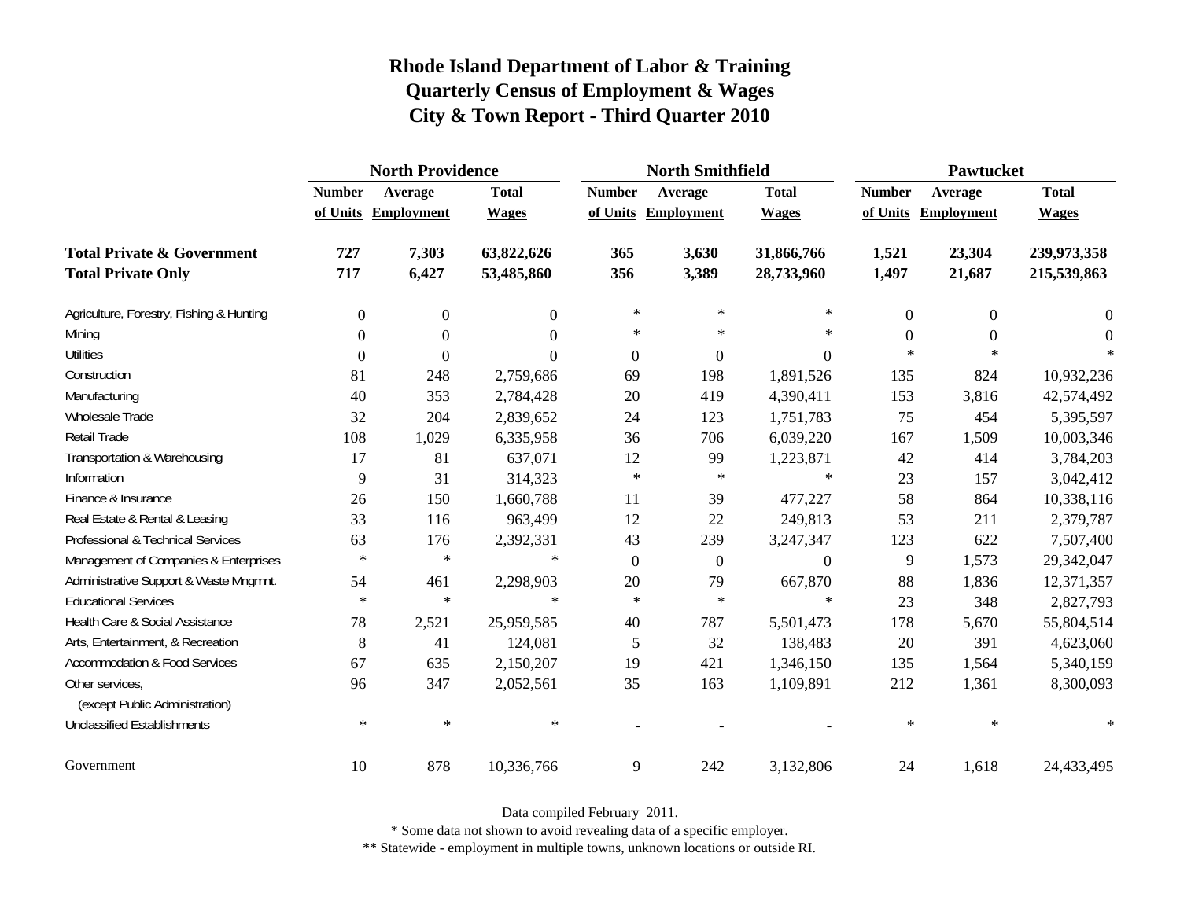# Rhode Island Department of Labor & Training
## Quarterly Census of Employment & Wages
## City & Town Report - Third Quarter 2010

| | North Providence | | | North Smithfield | | | Pawtucket | | |
|---|---|---|---|---|---|---|---|---|---|
| | Number of Units | Average Employment | Total Wages | Number of Units | Average Employment | Total Wages | Number of Units | Average Employment | Total Wages |
| **Total Private & Government** | **727** | **7,303** | **63,822,626** | **365** | **3,630** | **31,866,766** | **1,521** | **23,304** | **239,973,358** |
| **Total Private Only** | **717** | **6,427** | **53,485,860** | **356** | **3,389** | **28,733,960** | **1,497** | **21,687** | **215,539,863** |
| Agriculture, Forestry, Fishing & Hunting | 0 | 0 | 0 | * | * | * | 0 | 0 | 0 |
| Mining | 0 | 0 | 0 | * | * | * | 0 | 0 | 0 |
| Utilities | 0 | 0 | 0 | 0 | 0 | 0 | * | * | * |
| Construction | 81 | 248 | 2,759,686 | 69 | 198 | 1,891,526 | 135 | 824 | 10,932,236 |
| Manufacturing | 40 | 353 | 2,784,428 | 20 | 419 | 4,390,411 | 153 | 3,816 | 42,574,492 |
| Wholesale Trade | 32 | 204 | 2,839,652 | 24 | 123 | 1,751,783 | 75 | 454 | 5,395,597 |
| Retail Trade | 108 | 1,029 | 6,335,958 | 36 | 706 | 6,039,220 | 167 | 1,509 | 10,003,346 |
| Transportation & Warehousing | 17 | 81 | 637,071 | 12 | 99 | 1,223,871 | 42 | 414 | 3,784,203 |
| Information | 9 | 31 | 314,323 | * | * | * | 23 | 157 | 3,042,412 |
| Finance & Insurance | 26 | 150 | 1,660,788 | 11 | 39 | 477,227 | 58 | 864 | 10,338,116 |
| Real Estate & Rental & Leasing | 33 | 116 | 963,499 | 12 | 22 | 249,813 | 53 | 211 | 2,379,787 |
| Professional & Technical Services | 63 | 176 | 2,392,331 | 43 | 239 | 3,247,347 | 123 | 622 | 7,507,400 |
| Management of Companies & Enterprises | * | * | * | 0 | 0 | 0 | 9 | 1,573 | 29,342,047 |
| Administrative Support & Waste Mngmnt. | 54 | 461 | 2,298,903 | 20 | 79 | 667,870 | 88 | 1,836 | 12,371,357 |
| Educational Services | * | * | * | * | * | * | 23 | 348 | 2,827,793 |
| Health Care & Social Assistance | 78 | 2,521 | 25,959,585 | 40 | 787 | 5,501,473 | 178 | 5,670 | 55,804,514 |
| Arts, Entertainment, & Recreation | 8 | 41 | 124,081 | 5 | 32 | 138,483 | 20 | 391 | 4,623,060 |
| Accommodation & Food Services | 67 | 635 | 2,150,207 | 19 | 421 | 1,346,150 | 135 | 1,564 | 5,340,159 |
| Other services, (except Public Administration) | 96 | 347 | 2,052,561 | 35 | 163 | 1,109,891 | 212 | 1,361 | 8,300,093 |
| Unclassified Establishments | * | * | * | - | - | - | * | * | * |
| Government | 10 | 878 | 10,336,766 | 9 | 242 | 3,132,806 | 24 | 1,618 | 24,433,495 |

Data compiled February 2011.

* Some data not shown to avoid revealing data of a specific employer.

** Statewide - employment in multiple towns, unknown locations or outside RI.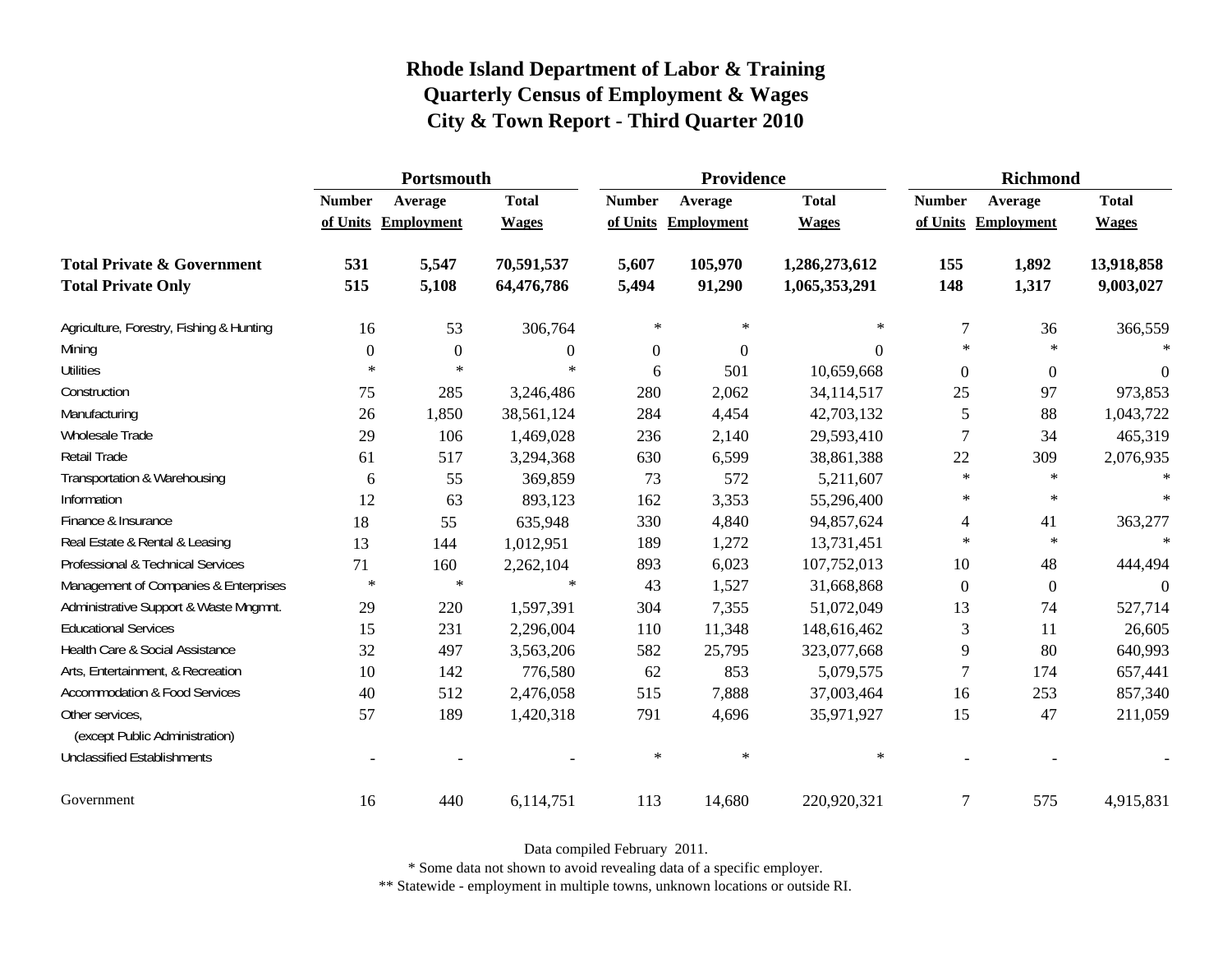# Rhode Island Department of Labor & Training
## Quarterly Census of Employment & Wages
## City & Town Report - Third Quarter 2010

| | Portsmouth | | | Providence | | | Richmond | | |
|---|---|---|---|---|---|---|---|---|---|
| | Number of Units | Average Employment | Total Wages | Number of Units | Average Employment | Total Wages | Number of Units | Average Employment | Total Wages |
| **Total Private & Government** | **531** | **5,547** | **70,591,537** | **5,607** | **105,970** | **1,286,273,612** | **155** | **1,892** | **13,918,858** |
| **Total Private Only** | **515** | **5,108** | **64,476,786** | **5,494** | **91,290** | **1,065,353,291** | **148** | **1,317** | **9,003,027** |
| Agriculture, Forestry, Fishing & Hunting | 16 | 53 | 306,764 | * | * | * | 7 | 36 | 366,559 |
| Mining | 0 | 0 | 0 | 0 | 0 | 0 | * | * | * |
| Utilities | * | * | * | 6 | 501 | 10,659,668 | 0 | 0 | 0 |
| Construction | 75 | 285 | 3,246,486 | 280 | 2,062 | 34,114,517 | 25 | 97 | 973,853 |
| Manufacturing | 26 | 1,850 | 38,561,124 | 284 | 4,454 | 42,703,132 | 5 | 88 | 1,043,722 |
| Wholesale Trade | 29 | 106 | 1,469,028 | 236 | 2,140 | 29,593,410 | 7 | 34 | 465,319 |
| Retail Trade | 61 | 517 | 3,294,368 | 630 | 6,599 | 38,861,388 | 22 | 309 | 2,076,935 |
| Transportation & Warehousing | 6 | 55 | 369,859 | 73 | 572 | 5,211,607 | * | * | * |
| Information | 12 | 63 | 893,123 | 162 | 3,353 | 55,296,400 | * | * | * |
| Finance & Insurance | 18 | 55 | 635,948 | 330 | 4,840 | 94,857,624 | 4 | 41 | 363,277 |
| Real Estate & Rental & Leasing | 13 | 144 | 1,012,951 | 189 | 1,272 | 13,731,451 | * | * | * |
| Professional & Technical Services | 71 | 160 | 2,262,104 | 893 | 6,023 | 107,752,013 | 10 | 48 | 444,494 |
| Management of Companies & Enterprises | * | * | * | 43 | 1,527 | 31,668,868 | 0 | 0 | 0 |
| Administrative Support & Waste Mngmnt. | 29 | 220 | 1,597,391 | 304 | 7,355 | 51,072,049 | 13 | 74 | 527,714 |
| Educational Services | 15 | 231 | 2,296,004 | 110 | 11,348 | 148,616,462 | 3 | 11 | 26,605 |
| Health Care & Social Assistance | 32 | 497 | 3,563,206 | 582 | 25,795 | 323,077,668 | 9 | 80 | 640,993 |
| Arts, Entertainment, & Recreation | 10 | 142 | 776,580 | 62 | 853 | 5,079,575 | 7 | 174 | 657,441 |
| Accommodation & Food Services | 40 | 512 | 2,476,058 | 515 | 7,888 | 37,003,464 | 16 | 253 | 857,340 |
| Other services, (except Public Administration) | 57 | 189 | 1,420,318 | 791 | 4,696 | 35,971,927 | 15 | 47 | 211,059 |
| Unclassified Establishments | - | - | - | * | * | * | - | - | - |
| Government | 16 | 440 | 6,114,751 | 113 | 14,680 | 220,920,321 | 7 | 575 | 4,915,831 |

Data compiled February 2011.

* Some data not shown to avoid revealing data of a specific employer.

** Statewide - employment in multiple towns, unknown locations or outside RI.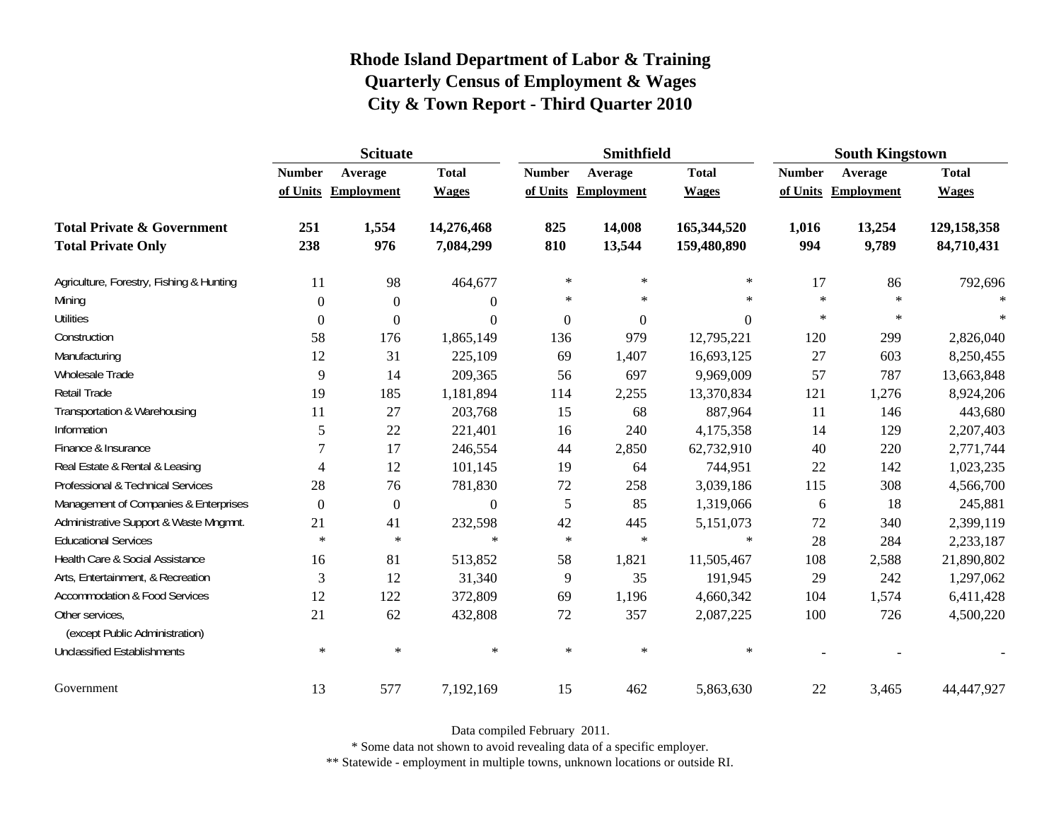# Rhode Island Department of Labor & Training
## Quarterly Census of Employment & Wages
## City & Town Report - Third Quarter 2010

| | Scituate | | | Smithfield | | | South Kingstown | | |
|---|---|---|---|---|---|---|---|---|---|
| | Number of Units | Average Employment | Total Wages | Number of Units | Average Employment | Total Wages | Number of Units | Average Employment | Total Wages |
| **Total Private & Government** | **251** | **1,554** | **14,276,468** | **825** | **14,008** | **165,344,520** | **1,016** | **13,254** | **129,158,358** |
| **Total Private Only** | **238** | **976** | **7,084,299** | **810** | **13,544** | **159,480,890** | **994** | **9,789** | **84,710,431** |
| Agriculture, Forestry, Fishing & Hunting | 11 | 98 | 464,677 | * | * | * | 17 | 86 | 792,696 |
| Mining | 0 | 0 | 0 | * | * | * | * | * | * |
| Utilities | 0 | 0 | 0 | 0 | 0 | 0 | * | * | * |
| Construction | 58 | 176 | 1,865,149 | 136 | 979 | 12,795,221 | 120 | 299 | 2,826,040 |
| Manufacturing | 12 | 31 | 225,109 | 69 | 1,407 | 16,693,125 | 27 | 603 | 8,250,455 |
| Wholesale Trade | 9 | 14 | 209,365 | 56 | 697 | 9,969,009 | 57 | 787 | 13,663,848 |
| Retail Trade | 19 | 185 | 1,181,894 | 114 | 2,255 | 13,370,834 | 121 | 1,276 | 8,924,206 |
| Transportation & Warehousing | 11 | 27 | 203,768 | 15 | 68 | 887,964 | 11 | 146 | 443,680 |
| Information | 5 | 22 | 221,401 | 16 | 240 | 4,175,358 | 14 | 129 | 2,207,403 |
| Finance & Insurance | 7 | 17 | 246,554 | 44 | 2,850 | 62,732,910 | 40 | 220 | 2,771,744 |
| Real Estate & Rental & Leasing | 4 | 12 | 101,145 | 19 | 64 | 744,951 | 22 | 142 | 1,023,235 |
| Professional & Technical Services | 28 | 76 | 781,830 | 72 | 258 | 3,039,186 | 115 | 308 | 4,566,700 |
| Management of Companies & Enterprises | 0 | 0 | 0 | 5 | 85 | 1,319,066 | 6 | 18 | 245,881 |
| Administrative Support & Waste Mngmnt. | 21 | 41 | 232,598 | 42 | 445 | 5,151,073 | 72 | 340 | 2,399,119 |
| Educational Services | * | * | * | * | * | * | 28 | 284 | 2,233,187 |
| Health Care & Social Assistance | 16 | 81 | 513,852 | 58 | 1,821 | 11,505,467 | 108 | 2,588 | 21,890,802 |
| Arts, Entertainment, & Recreation | 3 | 12 | 31,340 | 9 | 35 | 191,945 | 29 | 242 | 1,297,062 |
| Accommodation & Food Services | 12 | 122 | 372,809 | 69 | 1,196 | 4,660,342 | 104 | 1,574 | 6,411,428 |
| Other services, (except Public Administration) | 21 | 62 | 432,808 | 72 | 357 | 2,087,225 | 100 | 726 | 4,500,220 |
| Unclassified Establishments | * | * | * | * | * | * | - | - | - |
| Government | 13 | 577 | 7,192,169 | 15 | 462 | 5,863,630 | 22 | 3,465 | 44,447,927 |

Data compiled February 2011.

* Some data not shown to avoid revealing data of a specific employer.

** Statewide - employment in multiple towns, unknown locations or outside RI.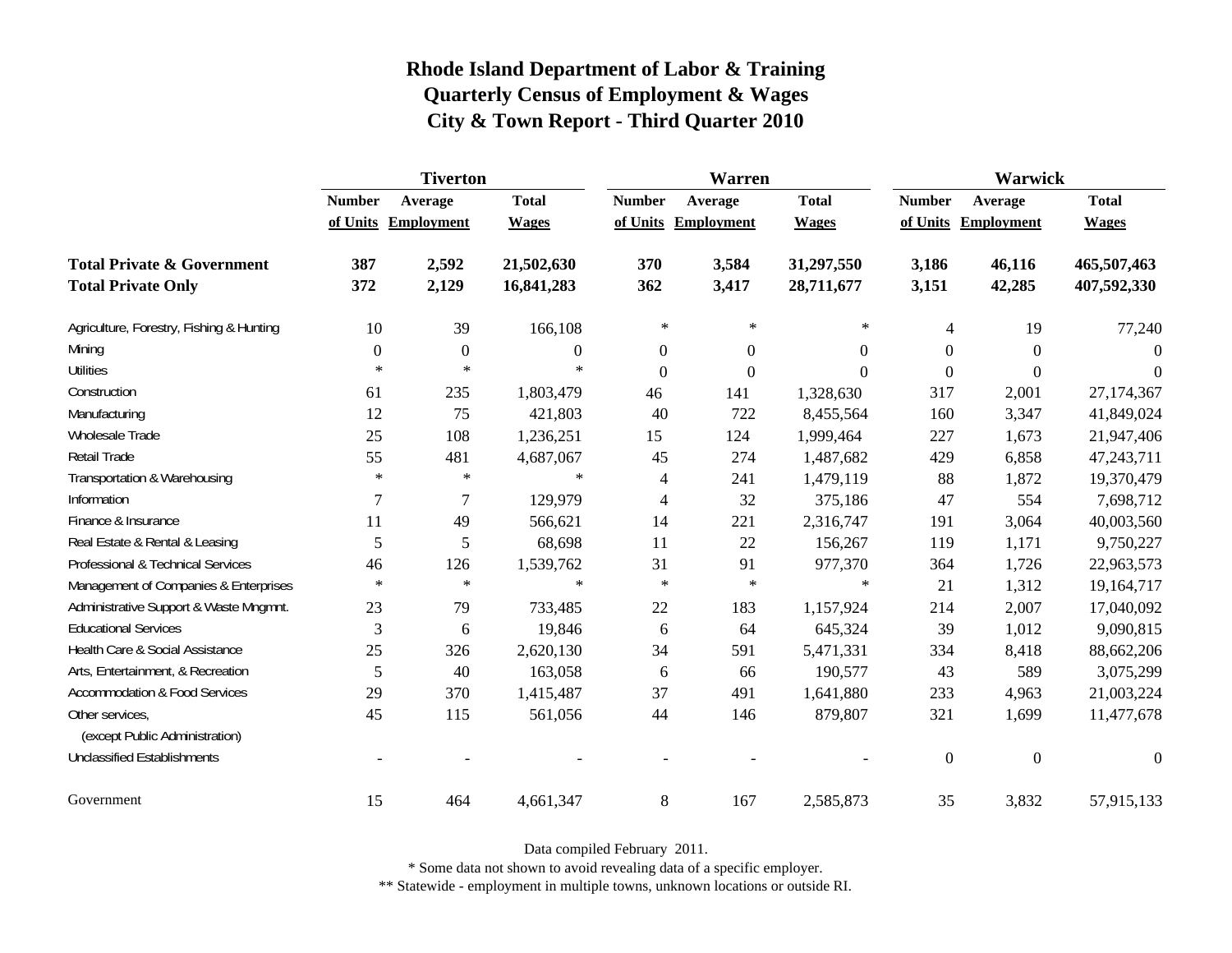# Rhode Island Department of Labor & Training
## Quarterly Census of Employment & Wages
## City & Town Report - Third Quarter 2010

| | Tiverton | | | Warren | | | Warwick | | |
|---|---|---|---|---|---|---|---|---|---|
| | Number of Units | Average Employment | Total Wages | Number of Units | Average Employment | Total Wages | Number of Units | Average Employment | Total Wages |
| **Total Private & Government** | **387** | **2,592** | **21,502,630** | **370** | **3,584** | **31,297,550** | **3,186** | **46,116** | **465,507,463** |
| **Total Private Only** | **372** | **2,129** | **16,841,283** | **362** | **3,417** | **28,711,677** | **3,151** | **42,285** | **407,592,330** |
| Agriculture, Forestry, Fishing & Hunting | 10 | 39 | 166,108 | * | * | * | 4 | 19 | 77,240 |
| Mining | 0 | 0 | 0 | 0 | 0 | 0 | 0 | 0 | 0 |
| Utilities | * | * | * | 0 | 0 | 0 | 0 | 0 | 0 |
| Construction | 61 | 235 | 1,803,479 | 46 | 141 | 1,328,630 | 317 | 2,001 | 27,174,367 |
| Manufacturing | 12 | 75 | 421,803 | 40 | 722 | 8,455,564 | 160 | 3,347 | 41,849,024 |
| Wholesale Trade | 25 | 108 | 1,236,251 | 15 | 124 | 1,999,464 | 227 | 1,673 | 21,947,406 |
| Retail Trade | 55 | 481 | 4,687,067 | 45 | 274 | 1,487,682 | 429 | 6,858 | 47,243,711 |
| Transportation & Warehousing | * | * | * | 4 | 241 | 1,479,119 | 88 | 1,872 | 19,370,479 |
| Information | 7 | 7 | 129,979 | 4 | 32 | 375,186 | 47 | 554 | 7,698,712 |
| Finance & Insurance | 11 | 49 | 566,621 | 14 | 221 | 2,316,747 | 191 | 3,064 | 40,003,560 |
| Real Estate & Rental & Leasing | 5 | 5 | 68,698 | 11 | 22 | 156,267 | 119 | 1,171 | 9,750,227 |
| Professional & Technical Services | 46 | 126 | 1,539,762 | 31 | 91 | 977,370 | 364 | 1,726 | 22,963,573 |
| Management of Companies & Enterprises | * | * | * | * | * | * | 21 | 1,312 | 19,164,717 |
| Administrative Support & Waste Mngmnt. | 23 | 79 | 733,485 | 22 | 183 | 1,157,924 | 214 | 2,007 | 17,040,092 |
| Educational Services | 3 | 6 | 19,846 | 6 | 64 | 645,324 | 39 | 1,012 | 9,090,815 |
| Health Care & Social Assistance | 25 | 326 | 2,620,130 | 34 | 591 | 5,471,331 | 334 | 8,418 | 88,662,206 |
| Arts, Entertainment, & Recreation | 5 | 40 | 163,058 | 6 | 66 | 190,577 | 43 | 589 | 3,075,299 |
| Accommodation & Food Services | 29 | 370 | 1,415,487 | 37 | 491 | 1,641,880 | 233 | 4,963 | 21,003,224 |
| Other services, (except Public Administration) | 45 | 115 | 561,056 | 44 | 146 | 879,807 | 321 | 1,699 | 11,477,678 |
| Unclassified Establishments | - | - | - | - | - | - | 0 | 0 | 0 |
| Government | 15 | 464 | 4,661,347 | 8 | 167 | 2,585,873 | 35 | 3,832 | 57,915,133 |

Data compiled February 2011.

* Some data not shown to avoid revealing data of a specific employer.

** Statewide - employment in multiple towns, unknown locations or outside RI.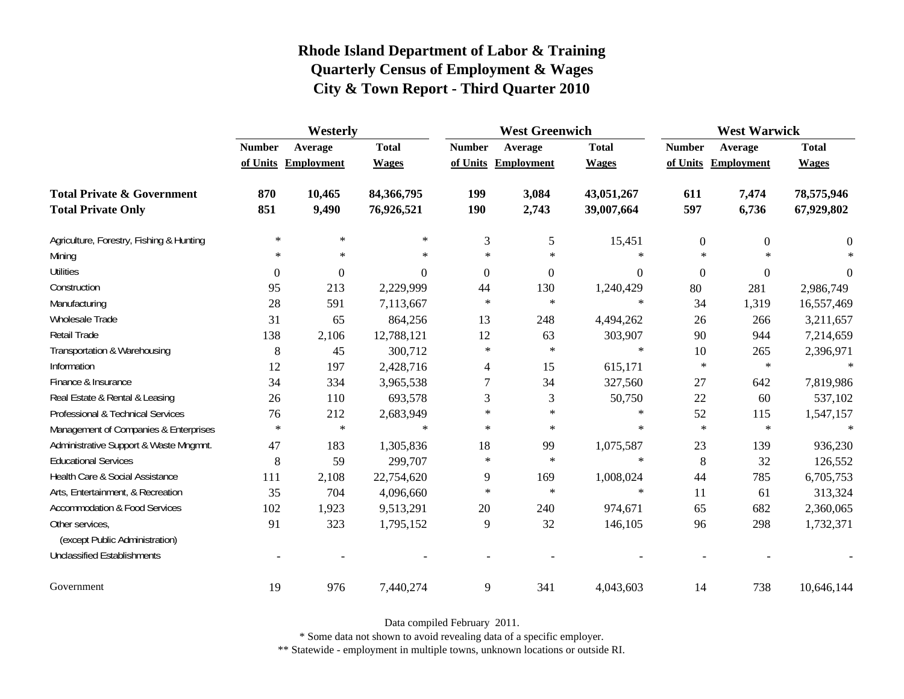# Rhode Island Department of Labor & Training
## Quarterly Census of Employment & Wages
## City & Town Report - Third Quarter 2010

| | Westerly | | | West Greenwich | | | West Warwick | | |
|---|---|---|---|---|---|---|---|---|---|
| | Number of Units | Average Employment | Total Wages | Number of Units | Average Employment | Total Wages | Number of Units | Average Employment | Total Wages |
| **Total Private & Government** | **870** | **10,465** | **84,366,795** | **199** | **3,084** | **43,051,267** | **611** | **7,474** | **78,575,946** |
| **Total Private Only** | **851** | **9,490** | **76,926,521** | **190** | **2,743** | **39,007,664** | **597** | **6,736** | **67,929,802** |
| Agriculture, Forestry, Fishing & Hunting | * | * | * | 3 | 5 | 15,451 | 0 | 0 | 0 |
| Mining | * | * | * | * | * | * | * | * | * |
| Utilities | 0 | 0 | 0 | 0 | 0 | 0 | 0 | 0 | 0 |
| Construction | 95 | 213 | 2,229,999 | 44 | 130 | 1,240,429 | 80 | 281 | 2,986,749 |
| Manufacturing | 28 | 591 | 7,113,667 | * | * | * | 34 | 1,319 | 16,557,469 |
| Wholesale Trade | 31 | 65 | 864,256 | 13 | 248 | 4,494,262 | 26 | 266 | 3,211,657 |
| Retail Trade | 138 | 2,106 | 12,788,121 | 12 | 63 | 303,907 | 90 | 944 | 7,214,659 |
| Transportation & Warehousing | 8 | 45 | 300,712 | * | * | * | 10 | 265 | 2,396,971 |
| Information | 12 | 197 | 2,428,716 | 4 | 15 | 615,171 | * | * | * |
| Finance & Insurance | 34 | 334 | 3,965,538 | 7 | 34 | 327,560 | 27 | 642 | 7,819,986 |
| Real Estate & Rental & Leasing | 26 | 110 | 693,578 | 3 | 3 | 50,750 | 22 | 60 | 537,102 |
| Professional & Technical Services | 76 | 212 | 2,683,949 | * | * | * | 52 | 115 | 1,547,157 |
| Management of Companies & Enterprises | * | * | * | * | * | * | * | * | * |
| Administrative Support & Waste Mngmnt. | 47 | 183 | 1,305,836 | 18 | 99 | 1,075,587 | 23 | 139 | 936,230 |
| Educational Services | 8 | 59 | 299,707 | * | * | * | 8 | 32 | 126,552 |
| Health Care & Social Assistance | 111 | 2,108 | 22,754,620 | 9 | 169 | 1,008,024 | 44 | 785 | 6,705,753 |
| Arts, Entertainment, & Recreation | 35 | 704 | 4,096,660 | * | * | * | 11 | 61 | 313,324 |
| Accommodation & Food Services | 102 | 1,923 | 9,513,291 | 20 | 240 | 974,671 | 65 | 682 | 2,360,065 |
| Other services, (except Public Administration) | 91 | 323 | 1,795,152 | 9 | 32 | 146,105 | 96 | 298 | 1,732,371 |
| Unclassified Establishments | - | - | - | - | - | - | - | - | - |
| Government | 19 | 976 | 7,440,274 | 9 | 341 | 4,043,603 | 14 | 738 | 10,646,144 |

Data compiled February 2011.

* Some data not shown to avoid revealing data of a specific employer.

** Statewide - employment in multiple towns, unknown locations or outside RI.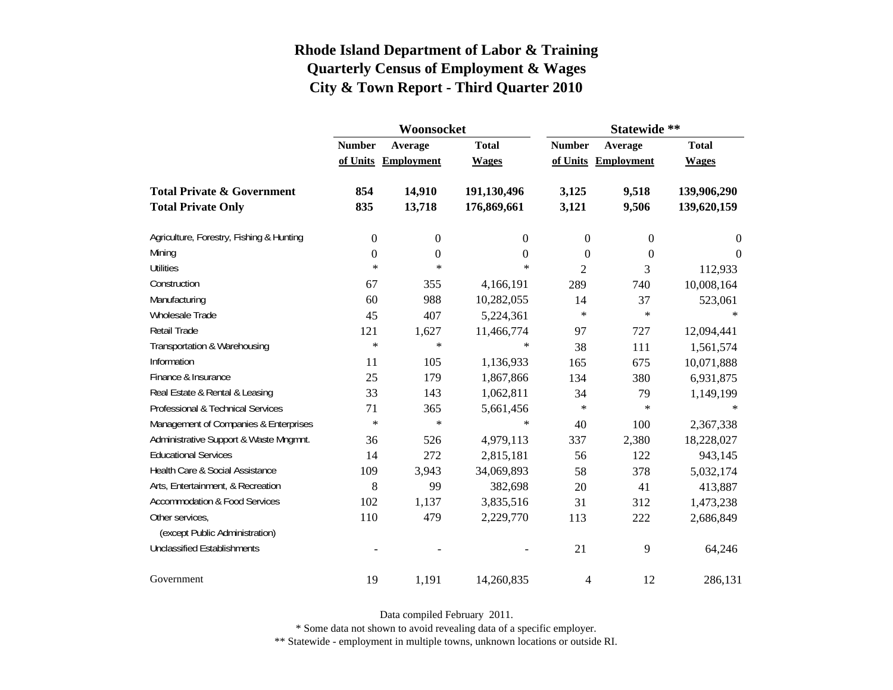# Rhode Island Department of Labor & Training
## Quarterly Census of Employment & Wages
## City & Town Report - Third Quarter 2010

| | Woonsocket | | | Statewide ** | | |
|---|---|---|---|---|---|---|
| | Number of Units | Average Employment | Total Wages | Number of Units | Average Employment | Total Wages |
| **Total Private & Government** | **854** | **14,910** | **191,130,496** | **3,125** | **9,518** | **139,906,290** |
| **Total Private Only** | **835** | **13,718** | **176,869,661** | **3,121** | **9,506** | **139,620,159** |
| Agriculture, Forestry, Fishing & Hunting | 0 | 0 | 0 | 0 | 0 | 0 |
| Mining | 0 | 0 | 0 | 0 | 0 | 0 |
| Utilities | * | * | * | 2 | 3 | 112,933 |
| Construction | 67 | 355 | 4,166,191 | 289 | 740 | 10,008,164 |
| Manufacturing | 60 | 988 | 10,282,055 | 14 | 37 | 523,061 |
| Wholesale Trade | 45 | 407 | 5,224,361 | * | * | * |
| Retail Trade | 121 | 1,627 | 11,466,774 | 97 | 727 | 12,094,441 |
| Transportation & Warehousing | * | * | * | 38 | 111 | 1,561,574 |
| Information | 11 | 105 | 1,136,933 | 165 | 675 | 10,071,888 |
| Finance & Insurance | 25 | 179 | 1,867,866 | 134 | 380 | 6,931,875 |
| Real Estate & Rental & Leasing | 33 | 143 | 1,062,811 | 34 | 79 | 1,149,199 |
| Professional & Technical Services | 71 | 365 | 5,661,456 | * | * | * |
| Management of Companies & Enterprises | * | * | * | 40 | 100 | 2,367,338 |
| Administrative Support & Waste Mngmnt. | 36 | 526 | 4,979,113 | 337 | 2,380 | 18,228,027 |
| Educational Services | 14 | 272 | 2,815,181 | 56 | 122 | 943,145 |
| Health Care & Social Assistance | 109 | 3,943 | 34,069,893 | 58 | 378 | 5,032,174 |
| Arts, Entertainment, & Recreation | 8 | 99 | 382,698 | 20 | 41 | 413,887 |
| Accommodation & Food Services | 102 | 1,137 | 3,835,516 | 31 | 312 | 1,473,238 |
| Other services, (except Public Administration) | 110 | 479 | 2,229,770 | 113 | 222 | 2,686,849 |
| Unclassified Establishments | - | - | - | 21 | 9 | 64,246 |
| Government | 19 | 1,191 | 14,260,835 | 4 | 12 | 286,131 |

Data compiled February 2011.

* Some data not shown to avoid revealing data of a specific employer.

** Statewide - employment in multiple towns, unknown locations or outside RI.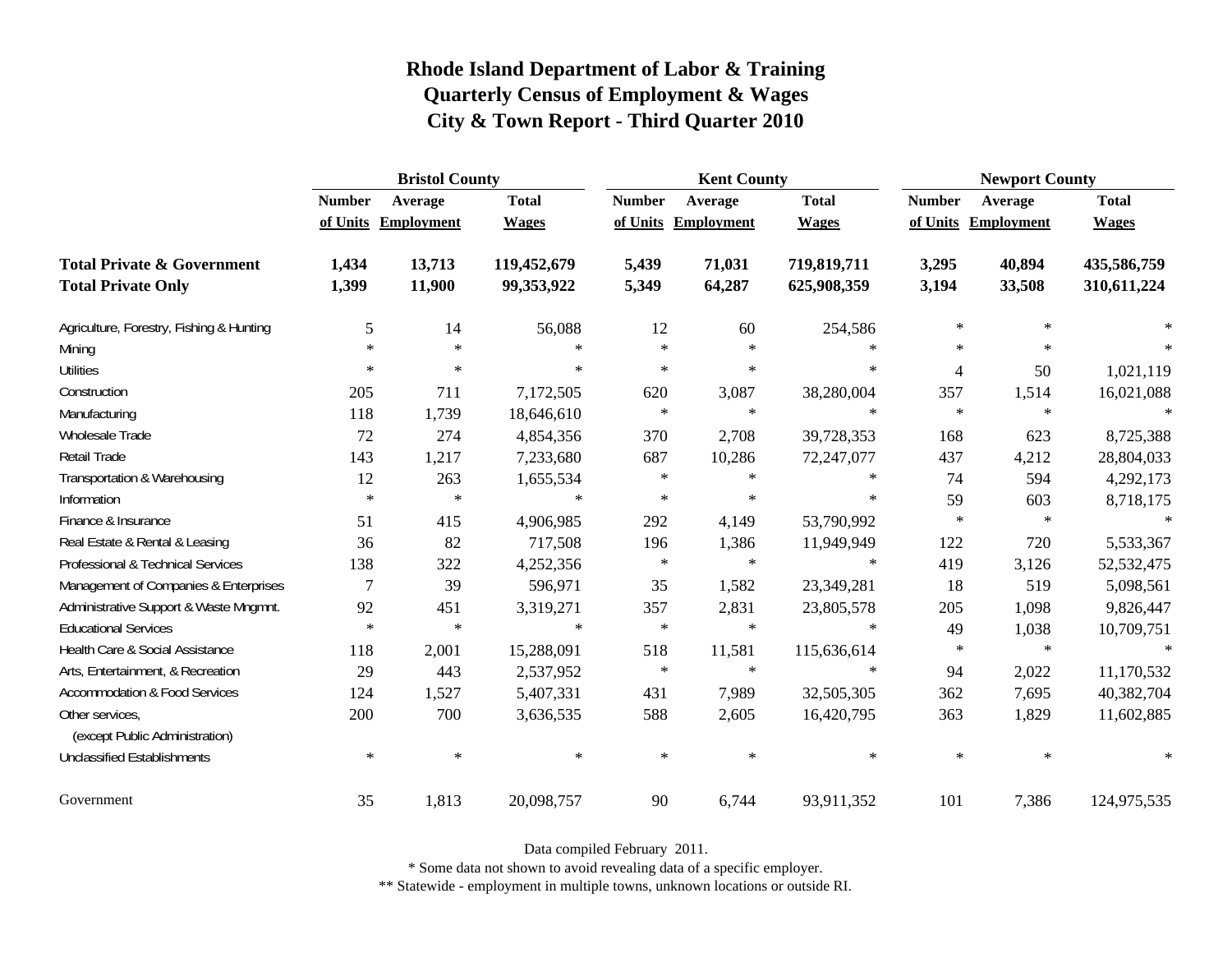# Rhode Island Department of Labor & Training
## Quarterly Census of Employment & Wages
## City & Town Report - Third Quarter 2010

| | Bristol County | | | Kent County | | | Newport County | | |
|---|---|---|---|---|---|---|---|---|---|
| | Number of Units | Average Employment | Total Wages | Number of Units | Average Employment | Total Wages | Number of Units | Average Employment | Total Wages |
| **Total Private & Government** | **1,434** | **13,713** | **119,452,679** | **5,439** | **71,031** | **719,819,711** | **3,295** | **40,894** | **435,586,759** |
| **Total Private Only** | **1,399** | **11,900** | **99,353,922** | **5,349** | **64,287** | **625,908,359** | **3,194** | **33,508** | **310,611,224** |
| Agriculture, Forestry, Fishing & Hunting | 5 | 14 | 56,088 | 12 | 60 | 254,586 | * | * | * |
| Mining | * | * | * | * | * | * | * | * | * |
| Utilities | * | * | * | * | * | * | 4 | 50 | 1,021,119 |
| Construction | 205 | 711 | 7,172,505 | 620 | 3,087 | 38,280,004 | 357 | 1,514 | 16,021,088 |
| Manufacturing | 118 | 1,739 | 18,646,610 | * | * | * | * | * | * |
| Wholesale Trade | 72 | 274 | 4,854,356 | 370 | 2,708 | 39,728,353 | 168 | 623 | 8,725,388 |
| Retail Trade | 143 | 1,217 | 7,233,680 | 687 | 10,286 | 72,247,077 | 437 | 4,212 | 28,804,033 |
| Transportation & Warehousing | 12 | 263 | 1,655,534 | * | * | * | 74 | 594 | 4,292,173 |
| Information | * | * | * | * | * | * | 59 | 603 | 8,718,175 |
| Finance & Insurance | 51 | 415 | 4,906,985 | 292 | 4,149 | 53,790,992 | * | * | * |
| Real Estate & Rental & Leasing | 36 | 82 | 717,508 | 196 | 1,386 | 11,949,949 | 122 | 720 | 5,533,367 |
| Professional & Technical Services | 138 | 322 | 4,252,356 | * | * | * | 419 | 3,126 | 52,532,475 |
| Management of Companies & Enterprises | 7 | 39 | 596,971 | 35 | 1,582 | 23,349,281 | 18 | 519 | 5,098,561 |
| Administrative Support & Waste Mngmnt. | 92 | 451 | 3,319,271 | 357 | 2,831 | 23,805,578 | 205 | 1,098 | 9,826,447 |
| Educational Services | * | * | * | * | * | * | 49 | 1,038 | 10,709,751 |
| Health Care & Social Assistance | 118 | 2,001 | 15,288,091 | 518 | 11,581 | 115,636,614 | * | * | * |
| Arts, Entertainment, & Recreation | 29 | 443 | 2,537,952 | * | * | * | 94 | 2,022 | 11,170,532 |
| Accommodation & Food Services | 124 | 1,527 | 5,407,331 | 431 | 7,989 | 32,505,305 | 362 | 7,695 | 40,382,704 |
| Other services, (except Public Administration) | 200 | 700 | 3,636,535 | 588 | 2,605 | 16,420,795 | 363 | 1,829 | 11,602,885 |
| Unclassified Establishments | * | * | * | * | * | * | * | * | * |
| Government | 35 | 1,813 | 20,098,757 | 90 | 6,744 | 93,911,352 | 101 | 7,386 | 124,975,535 |

Data compiled February 2011.

* Some data not shown to avoid revealing data of a specific employer.

** Statewide - employment in multiple towns, unknown locations or outside RI.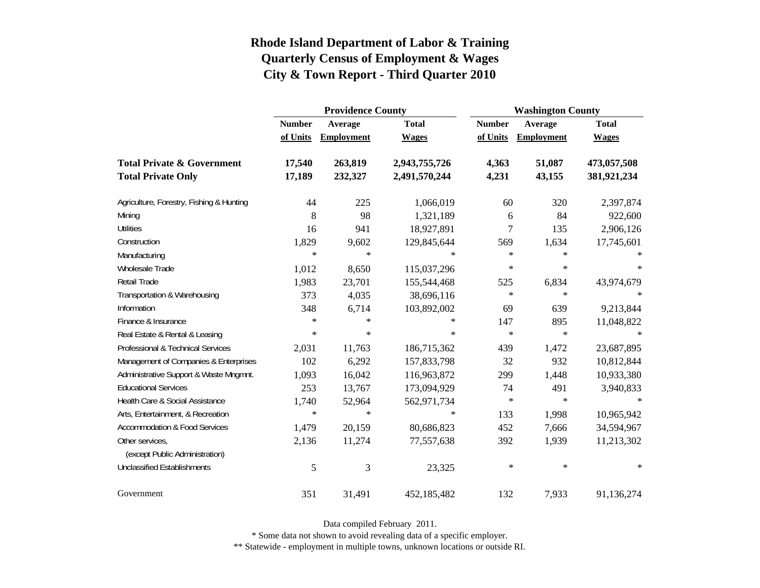# Rhode Island Department of Labor & Training
## Quarterly Census of Employment & Wages
## City & Town Report - Third Quarter 2010

| | Providence County | | | Washington County | | |
|---|---|---|---|---|---|---|
| | Number of Units | Average Employment | Total Wages | Number of Units | Average Employment | Total Wages |
| **Total Private & Government** | **17,540** | **263,819** | **2,943,755,726** | **4,363** | **51,087** | **473,057,508** |
| **Total Private Only** | **17,189** | **232,327** | **2,491,570,244** | **4,231** | **43,155** | **381,921,234** |
| Agriculture, Forestry, Fishing & Hunting | 44 | 225 | 1,066,019 | 60 | 320 | 2,397,874 |
| Mining | 8 | 98 | 1,321,189 | 6 | 84 | 922,600 |
| Utilities | 16 | 941 | 18,927,891 | 7 | 135 | 2,906,126 |
| Construction | 1,829 | 9,602 | 129,845,644 | 569 | 1,634 | 17,745,601 |
| Manufacturing | * | * | * | * | * | * |
| Wholesale Trade | 1,012 | 8,650 | 115,037,296 | * | * | * |
| Retail Trade | 1,983 | 23,701 | 155,544,468 | 525 | 6,834 | 43,974,679 |
| Transportation & Warehousing | 373 | 4,035 | 38,696,116 | * | * | * |
| Information | 348 | 6,714 | 103,892,002 | 69 | 639 | 9,213,844 |
| Finance & Insurance | * | * | * | 147 | 895 | 11,048,822 |
| Real Estate & Rental & Leasing | * | * | * | * | * | * |
| Professional & Technical Services | 2,031 | 11,763 | 186,715,362 | 439 | 1,472 | 23,687,895 |
| Management of Companies & Enterprises | 102 | 6,292 | 157,833,798 | 32 | 932 | 10,812,844 |
| Administrative Support & Waste Mngmnt. | 1,093 | 16,042 | 116,963,872 | 299 | 1,448 | 10,933,380 |
| Educational Services | 253 | 13,767 | 173,094,929 | 74 | 491 | 3,940,833 |
| Health Care & Social Assistance | 1,740 | 52,964 | 562,971,734 | * | * | * |
| Arts, Entertainment, & Recreation | * | * | * | 133 | 1,998 | 10,965,942 |
| Accommodation & Food Services | 1,479 | 20,159 | 80,686,823 | 452 | 7,666 | 34,594,967 |
| Other services, (except Public Administration) | 2,136 | 11,274 | 77,557,638 | 392 | 1,939 | 11,213,302 |
| Unclassified Establishments | 5 | 3 | 23,325 | * | * | * |
| Government | 351 | 31,491 | 452,185,482 | 132 | 7,933 | 91,136,274 |

Data compiled February 2011.

* Some data not shown to avoid revealing data of a specific employer.

** Statewide - employment in multiple towns, unknown locations or outside RI.